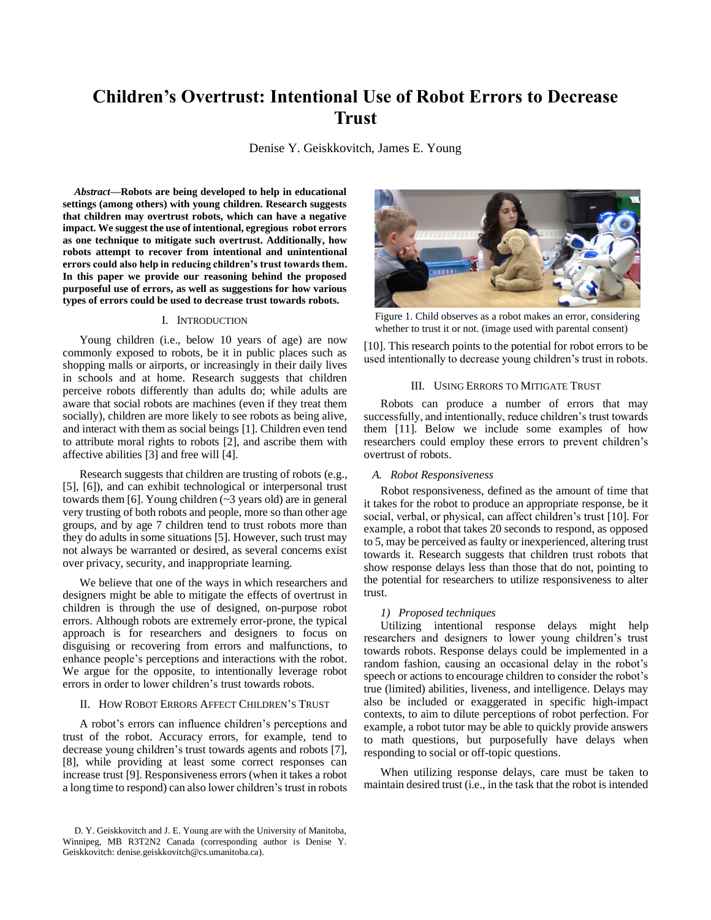# Children's Overtrust: Intentional Use of Robot Errors to Decrease Trust

Denise Y. Geiskkovitch, James E. Young

***Abstract*—Robots are being developed to help in educational settings (among others) with young children. Research suggests that children may overtrust robots, which can have a negative impact. We suggest the use of intentional, egregious robot errors as one technique to mitigate such overtrust. Additionally, how robots attempt to recover from intentional and unintentional errors could also help in reducing children's trust towards them. In this paper we provide our reasoning behind the proposed purposeful use of errors, as well as suggestions for how various types of errors could be used to decrease trust towards robots.**

## I. Introduction

Young children (i.e., below 10 years of age) are now commonly exposed to robots, be it in public places such as shopping malls or airports, or increasingly in their daily lives in schools and at home. Research suggests that children perceive robots differently than adults do; while adults are aware that social robots are machines (even if they treat them socially), children are more likely to see robots as being alive, and interact with them as social beings [1]. Children even tend to attribute moral rights to robots [2], and ascribe them with affective abilities [3] and free will [4].

Research suggests that children are trusting of robots (e.g., [5], [6]), and can exhibit technological or interpersonal trust towards them [6]. Young children (~3 years old) are in general very trusting of both robots and people, more so than other age groups, and by age 7 children tend to trust robots more than they do adults in some situations [5]. However, such trust may not always be warranted or desired, as several concerns exist over privacy, security, and inappropriate learning.

We believe that one of the ways in which researchers and designers might be able to mitigate the effects of overtrust in children is through the use of designed, on-purpose robot errors. Although robots are extremely error-prone, the typical approach is for researchers and designers to focus on disguising or recovering from errors and malfunctions, to enhance people's perceptions and interactions with the robot. We argue for the opposite, to intentionally leverage robot errors in order to lower children's trust towards robots.

## II. How Robot Errors Affect Children's Trust

A robot's errors can influence children's perceptions and trust of the robot. Accuracy errors, for example, tend to decrease young children's trust towards agents and robots [7], [8], while providing at least some correct responses can increase trust [9]. Responsiveness errors (when it takes a robot a long time to respond) can also lower children's trust in robots [10]. This research points to the potential for robot errors to be used intentionally to decrease young children's trust in robots.

Figure 1. Child observes as a robot makes an error, considering whether to trust it or not. (image used with parental consent)

## III. Using Errors to Mitigate Trust

Robots can produce a number of errors that may successfully, and intentionally, reduce children's trust towards them [11]. Below we include some examples of how researchers could employ these errors to prevent children's overtrust of robots.

### *A. Robot Responsiveness*

Robot responsiveness, defined as the amount of time that it takes for the robot to produce an appropriate response, be it social, verbal, or physical, can affect children's trust [10]. For example, a robot that takes 20 seconds to respond, as opposed to 5, may be perceived as faulty or inexperienced, altering trust towards it. Research suggests that children trust robots that show response delays less than those that do not, pointing to the potential for researchers to utilize responsiveness to alter trust.

#### *1) Proposed techniques*

Utilizing intentional response delays might help researchers and designers to lower young children's trust towards robots. Response delays could be implemented in a random fashion, causing an occasional delay in the robot's speech or actions to encourage children to consider the robot's true (limited) abilities, liveness, and intelligence. Delays may also be included or exaggerated in specific high-impact contexts, to aim to dilute perceptions of robot perfection. For example, a robot tutor may be able to quickly provide answers to math questions, but purposefully have delays when responding to social or off-topic questions.

When utilizing response delays, care must be taken to maintain desired trust (i.e., in the task that the robot is intended

D. Y. Geiskkovitch and J. E. Young are with the University of Manitoba, Winnipeg, MB R3T2N2 Canada (corresponding author is Denise Y. Geiskkovitch: denise.geiskkovitch@cs.umanitoba.ca).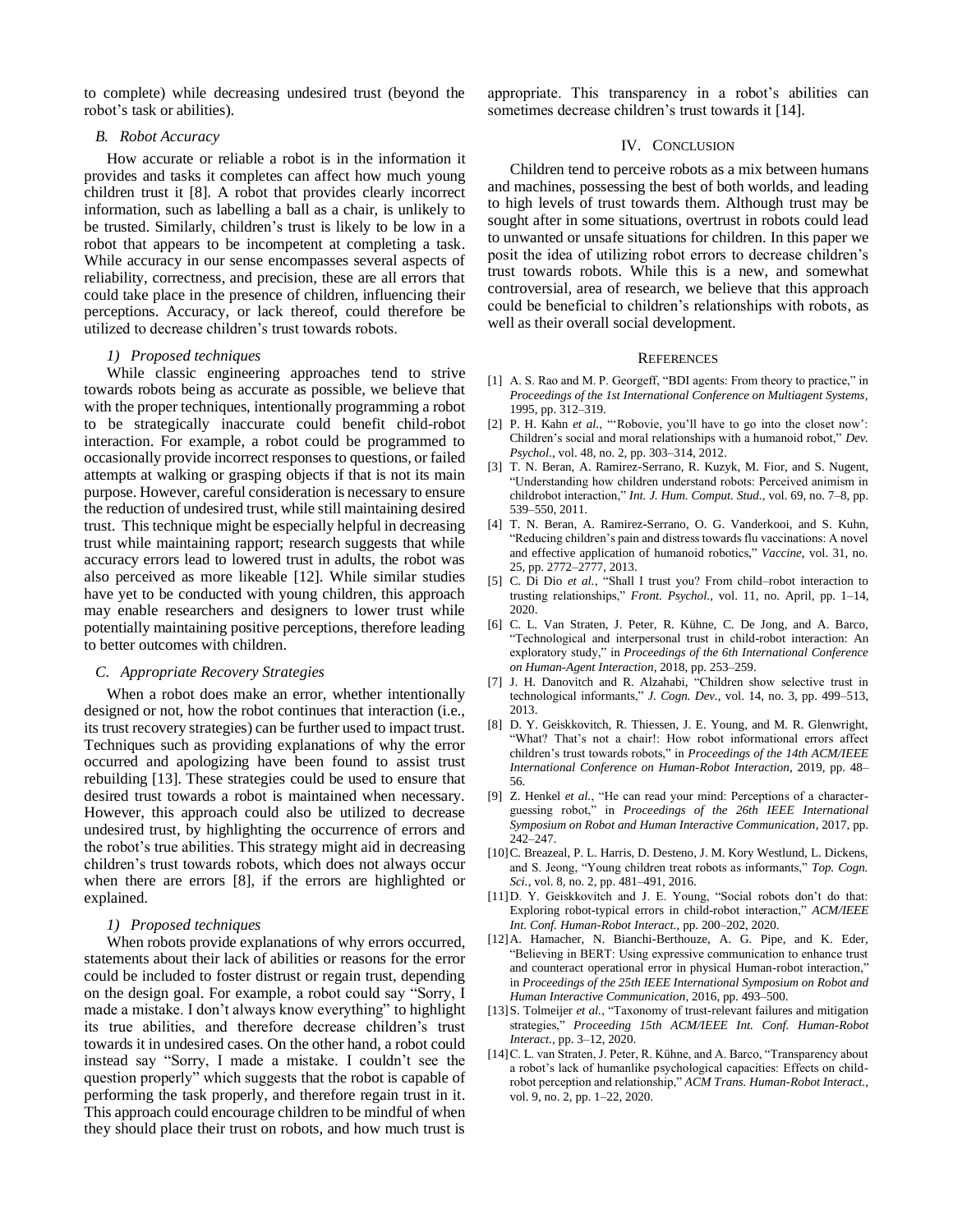to complete) while decreasing undesired trust (beyond the robot's task or abilities).

### B. Robot Accuracy

How accurate or reliable a robot is in the information it provides and tasks it completes can affect how much young children trust it [8]. A robot that provides clearly incorrect information, such as labelling a ball as a chair, is unlikely to be trusted. Similarly, children's trust is likely to be low in a robot that appears to be incompetent at completing a task. While accuracy in our sense encompasses several aspects of reliability, correctness, and precision, these are all errors that could take place in the presence of children, influencing their perceptions. Accuracy, or lack thereof, could therefore be utilized to decrease children's trust towards robots.

#### 1) Proposed techniques

While classic engineering approaches tend to strive towards robots being as accurate as possible, we believe that with the proper techniques, intentionally programming a robot to be strategically inaccurate could benefit child-robot interaction. For example, a robot could be programmed to occasionally provide incorrect responses to questions, or failed attempts at walking or grasping objects if that is not its main purpose. However, careful consideration is necessary to ensure the reduction of undesired trust, while still maintaining desired trust. This technique might be especially helpful in decreasing trust while maintaining rapport; research suggests that while accuracy errors lead to lowered trust in adults, the robot was also perceived as more likeable [12]. While similar studies have yet to be conducted with young children, this approach may enable researchers and designers to lower trust while potentially maintaining positive perceptions, therefore leading to better outcomes with children.

### C. Appropriate Recovery Strategies

When a robot does make an error, whether intentionally designed or not, how the robot continues that interaction (i.e., its trust recovery strategies) can be further used to impact trust. Techniques such as providing explanations of why the error occurred and apologizing have been found to assist trust rebuilding [13]. These strategies could be used to ensure that desired trust towards a robot is maintained when necessary. However, this approach could also be utilized to decrease undesired trust, by highlighting the occurrence of errors and the robot's true abilities. This strategy might aid in decreasing children's trust towards robots, which does not always occur when there are errors [8], if the errors are highlighted or explained.

#### 1) Proposed techniques

When robots provide explanations of why errors occurred, statements about their lack of abilities or reasons for the error could be included to foster distrust or regain trust, depending on the design goal. For example, a robot could say "Sorry, I made a mistake. I don't always know everything" to highlight its true abilities, and therefore decrease children's trust towards it in undesired cases. On the other hand, a robot could instead say "Sorry, I made a mistake. I couldn't see the question properly" which suggests that the robot is capable of performing the task properly, and therefore regain trust in it. This approach could encourage children to be mindful of when they should place their trust on robots, and how much trust is appropriate. This transparency in a robot's abilities can sometimes decrease children's trust towards it [14].

## IV. Conclusion

Children tend to perceive robots as a mix between humans and machines, possessing the best of both worlds, and leading to high levels of trust towards them. Although trust may be sought after in some situations, overtrust in robots could lead to unwanted or unsafe situations for children. In this paper we posit the idea of utilizing robot errors to decrease children's trust towards robots. While this is a new, and somewhat controversial, area of research, we believe that this approach could be beneficial to children's relationships with robots, as well as their overall social development.

## References

[1] A. S. Rao and M. P. Georgeff, "BDI agents: From theory to practice," in *Proceedings of the 1st International Conference on Multiagent Systems*, 1995, pp. 312–319.

[2] P. H. Kahn *et al.*, "'Robovie, you'll have to go into the closet now': Children's social and moral relationships with a humanoid robot," *Dev. Psychol.*, vol. 48, no. 2, pp. 303–314, 2012.

[3] T. N. Beran, A. Ramirez-Serrano, R. Kuzyk, M. Fior, and S. Nugent, "Understanding how children understand robots: Perceived animism in childrobot interaction," *Int. J. Hum. Comput. Stud.*, vol. 69, no. 7–8, pp. 539–550, 2011.

[4] T. N. Beran, A. Ramirez-Serrano, O. G. Vanderkooi, and S. Kuhn, "Reducing children's pain and distress towards flu vaccinations: A novel and effective application of humanoid robotics," *Vaccine*, vol. 31, no. 25, pp. 2772–2777, 2013.

[5] C. Di Dio *et al.*, "Shall I trust you? From child–robot interaction to trusting relationships," *Front. Psychol.*, vol. 11, no. April, pp. 1–14, 2020.

[6] C. L. Van Straten, J. Peter, R. Kühne, C. De Jong, and A. Barco, "Technological and interpersonal trust in child-robot interaction: An exploratory study," in *Proceedings of the 6th International Conference on Human-Agent Interaction*, 2018, pp. 253–259.

[7] J. H. Danovitch and R. Alzahabi, "Children show selective trust in technological informants," *J. Cogn. Dev.*, vol. 14, no. 3, pp. 499–513, 2013.

[8] D. Y. Geiskkovitch, R. Thiessen, J. E. Young, and M. R. Glenwright, "What? That's not a chair!: How robot informational errors affect children's trust towards robots," in *Proceedings of the 14th ACM/IEEE International Conference on Human-Robot Interaction*, 2019, pp. 48–56.

[9] Z. Henkel *et al.*, "He can read your mind: Perceptions of a character-guessing robot," in *Proceedings of the 26th IEEE International Symposium on Robot and Human Interactive Communication*, 2017, pp. 242–247.

[10] C. Breazeal, P. L. Harris, D. Desteno, J. M. Kory Westlund, L. Dickens, and S. Jeong, "Young children treat robots as informants," *Top. Cogn. Sci.*, vol. 8, no. 2, pp. 481–491, 2016.

[11] D. Y. Geiskkovitch and J. E. Young, "Social robots don't do that: Exploring robot-typical errors in child-robot interaction," *ACM/IEEE Int. Conf. Human-Robot Interact.*, pp. 200–202, 2020.

[12] A. Hamacher, N. Bianchi-Berthouze, A. G. Pipe, and K. Eder, "Believing in BERT: Using expressive communication to enhance trust and counteract operational error in physical Human-robot interaction," in *Proceedings of the 25th IEEE International Symposium on Robot and Human Interactive Communication*, 2016, pp. 493–500.

[13] S. Tolmeijer *et al.*, "Taxonomy of trust-relevant failures and mitigation strategies," *Proceeding 15th ACM/IEEE Int. Conf. Human-Robot Interact.*, pp. 3–12, 2020.

[14] C. L. van Straten, J. Peter, R. Kühne, and A. Barco, "Transparency about a robot's lack of humanlike psychological capacities: Effects on child-robot perception and relationship," *ACM Trans. Human-Robot Interact.*, vol. 9, no. 2, pp. 1–22, 2020.